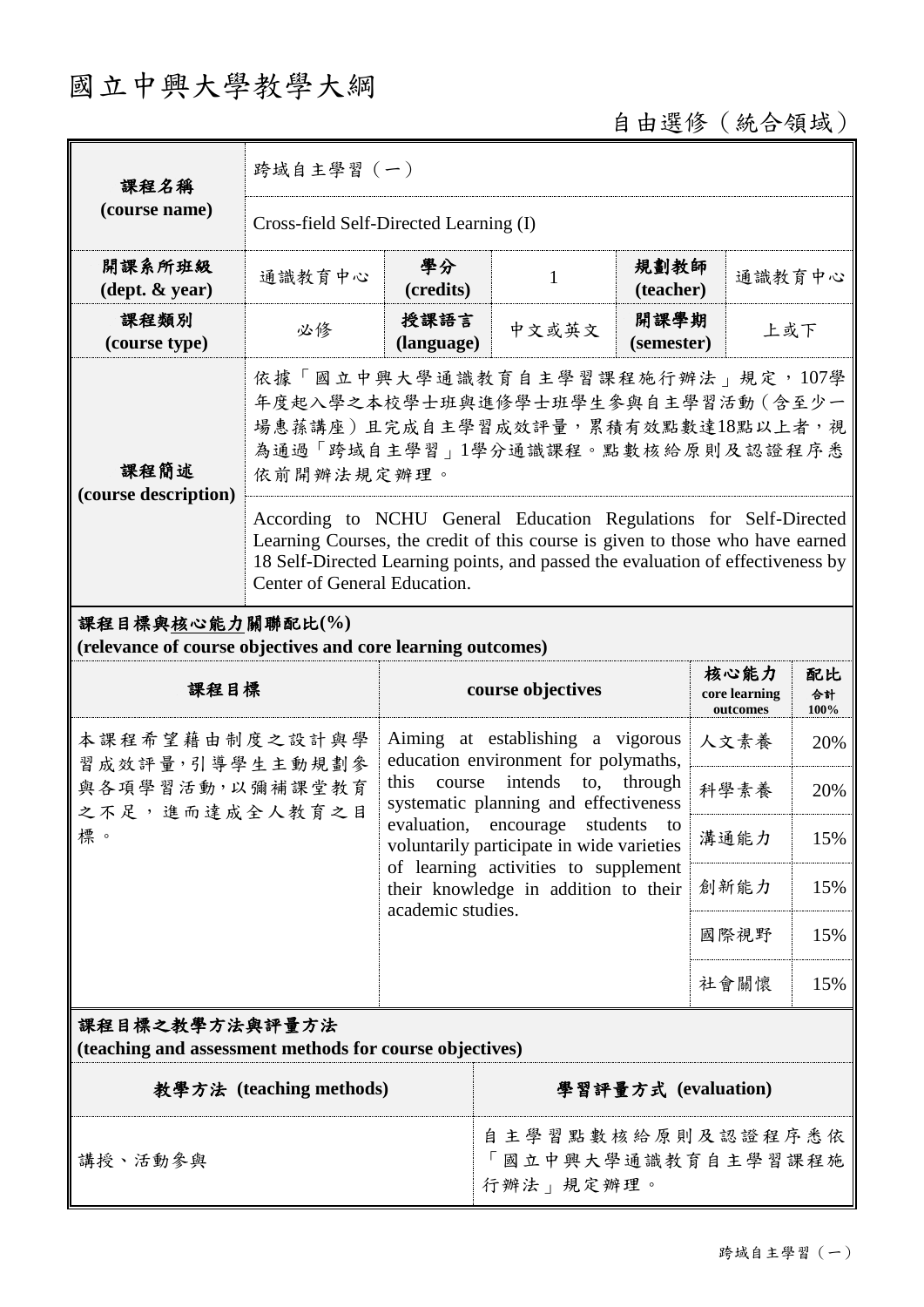# 國立中興大學教學大綱

自由選修（統合領域）

| 課程名稱 (course name) | 跨域自主學習（一） | | | | |
|---|---|---|---|---|---|
| | Cross-field Self-Directed Learning (I) | | | | |
| 開課系所班級 (dept. & year) | 通識教育中心 | 學分 (credits) | 1 | 規劃教師 (teacher) | 通識教育中心 |
| 課程類別 (course type) | 必修 | 授課語言 (language) | 中文或英文 | 開課學期 (semester) | 上或下 |
| 課程簡述 (course description) | 依據「國立中興大學通識教育自主學習課程施行辦法」規定，107學年度起入學之本校學士班與進修學士班學生參與自主學習活動（含至少一場惠蓀講座）且完成自主學習成效評量，累積有效點數達18點以上者，視為通過「跨域自主學習」1學分通識課程。點數核給原則及認證程序悉依前開辦法規定辦理。 | | | | |
| | According to NCHU General Education Regulations for Self-Directed Learning Courses, the credit of this course is given to those who have earned 18 Self-Directed Learning points, and passed the evaluation of effectiveness by Center of General Education. | | | | |

## 課程目標與核心能力關聯配比(%)
**(relevance of course objectives and core learning outcomes)**

| 課程目標 | course objectives | 核心能力 core learning outcomes | 配比 合計 100% |
|---|---|---|---|
| 本課程希望藉由制度之設計與學習成效評量，引導學生主動規劃參與各項學習活動，以彌補課堂教育之不足，進而達成全人教育之目標。 | Aiming at establishing a vigorous education environment for polymaths, this course intends to, through systematic planning and effectiveness evaluation, encourage students to voluntarily participate in wide varieties of learning activities to supplement their knowledge in addition to their academic studies. | 人文素養 | 20% |
| | | 科學素養 | 20% |
| | | 溝通能力 | 15% |
| | | 創新能力 | 15% |
| | | 國際視野 | 15% |
| | | 社會關懷 | 15% |

## 課程目標之教學方法與評量方法
**(teaching and assessment methods for course objectives)**

| 教學方法 (teaching methods) | 學習評量方式 (evaluation) |
|---|---|
| 講授、活動參與 | 自主學習點數核給原則及認證程序悉依「國立中興大學通識教育自主學習課程施行辦法」規定辦理。 |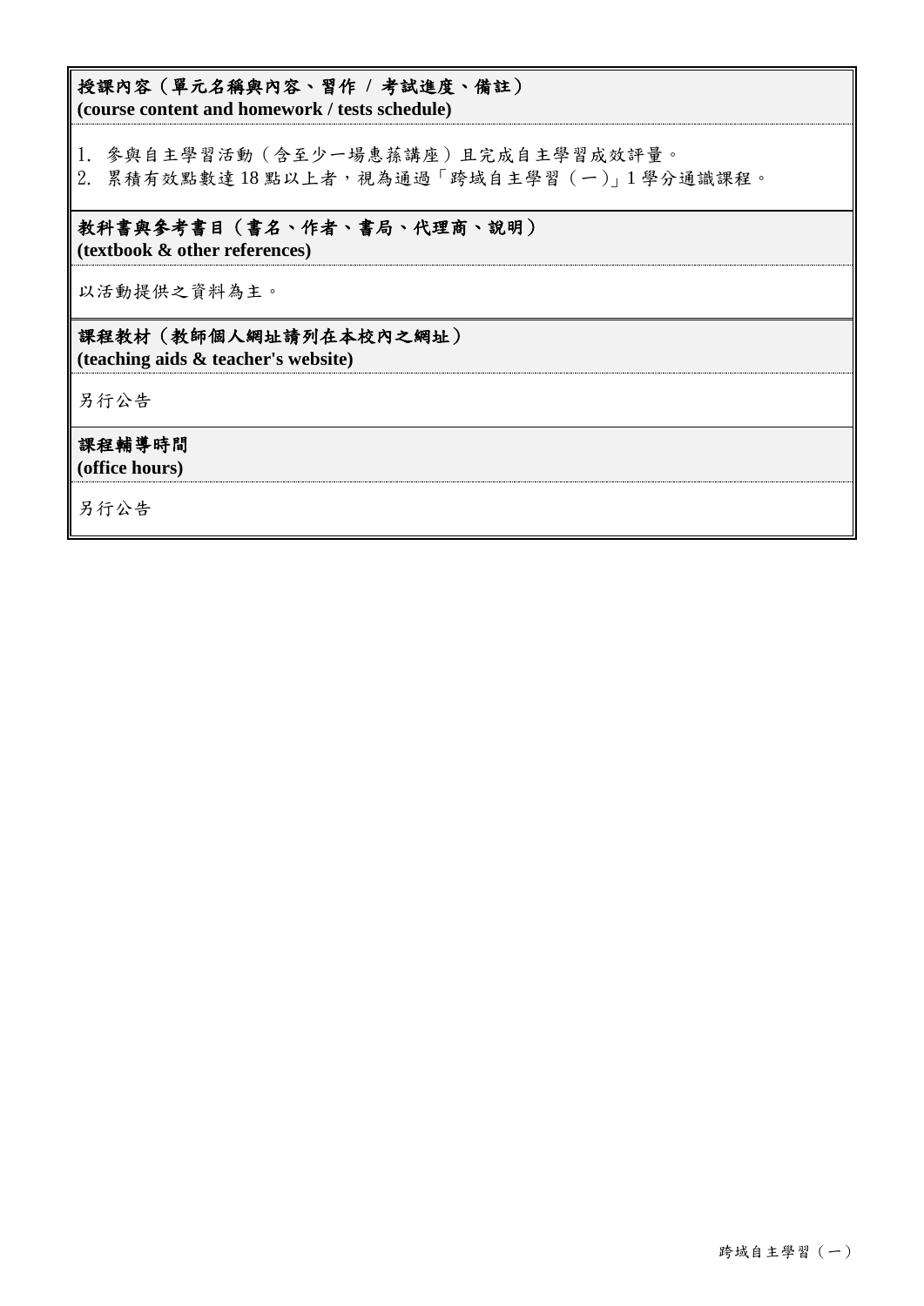**授課內容（單元名稱與內容、習作 / 考試進度、備註）**
**(course content and homework / tests schedule)**

1. 參與自主學習活動（含至少一場惠蓀講座）且完成自主學習成效評量。
2. 累積有效點數達 18 點以上者，視為通過「跨域自主學習（一）」1 學分通識課程。

**教科書與參考書目（書名、作者、書局、代理商、說明）**
**(textbook & other references)**

以活動提供之資料為主。

**課程教材（教師個人網址請列在本校內之網址）**
**(teaching aids & teacher's website)**

另行公告

**課程輔導時間**
**(office hours)**

另行公告